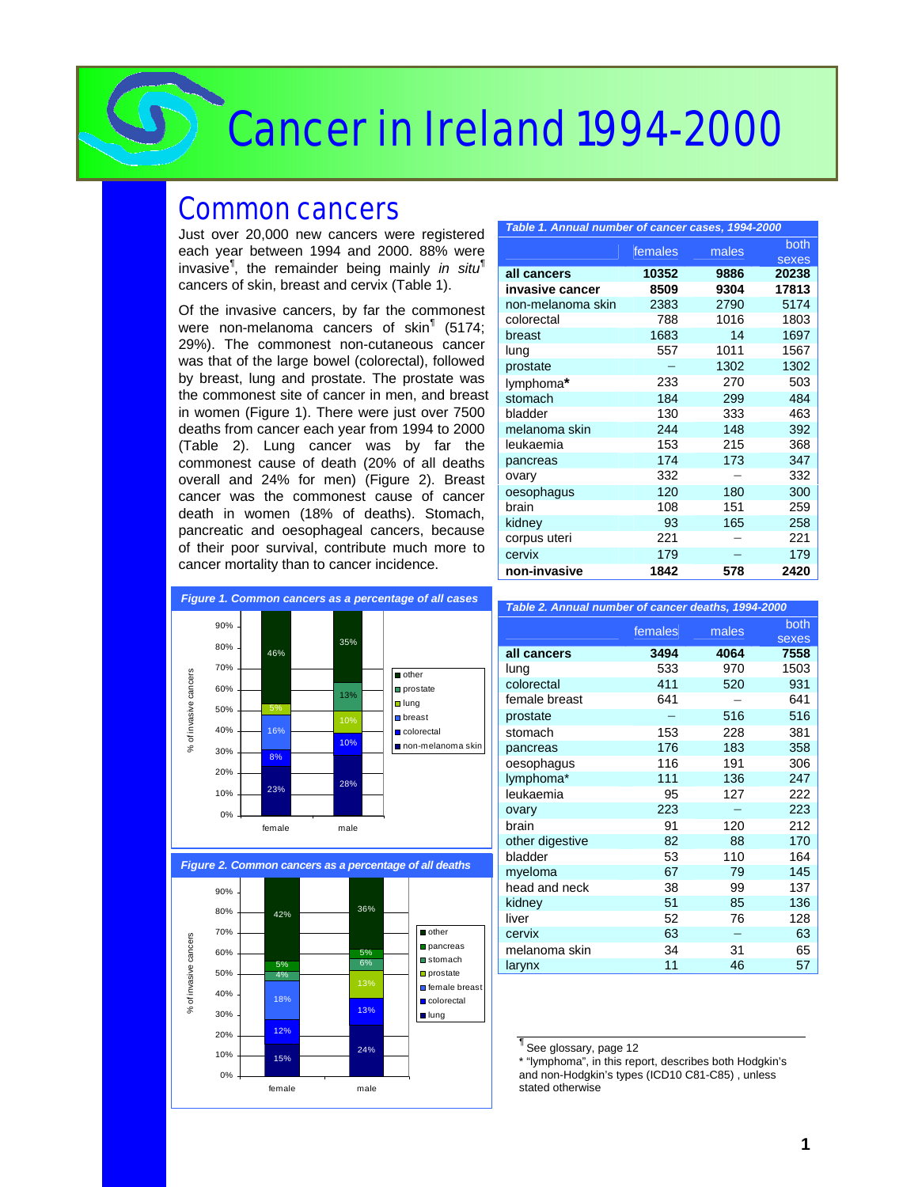# Cancer in Ireland 1994-2000

## Common cancers

Just over 20,000 new cancers were registered each year between 1994 and 2000. 88% were invasive[¶], the remainder being mainly *in situ*[¶] cancers of skin, breast and cervix (Table 1).

Of the invasive cancers, by far the commonest were non-melanoma cancers of skin[¶] (5174; 29%). The commonest non-cutaneous cancer was that of the large bowel (colorectal), followed by breast, lung and prostate. The prostate was the commonest site of cancer in men, and breast in women (Figure 1). There were just over 7500 deaths from cancer each year from 1994 to 2000 (Table 2). Lung cancer was by far the commonest cause of death (20% of all deaths overall and 24% for men) (Figure 2). Breast cancer was the commonest cause of cancer death in women (18% of deaths). Stomach, pancreatic and oesophageal cancers, because of their poor survival, contribute much more to cancer mortality than to cancer incidence.

*Figure 1. Common cancers as a percentage of all cases*

| % of invasive cancers | female | male |
|---|---|---|
| non-melanoma skin | 23% | 28% |
| colorectal | 8% | 10% |
| breast | 16% | |
| lung | 5% | 10% |
| prostate | | 13% |
| other | 46% | 35% |

*Figure 2. Common cancers as a percentage of all deaths*

| % of invasive cancers | female | male |
|---|---|---|
| lung | 15% | 24% |
| colorectal | 12% | 13% |
| female breast | 18% | |
| prostate | | 13% |
| stomach | 4% | 6% |
| pancreas | 5% | 5% |
| other | 42% | 36% |

*Table 1. Annual number of cancer cases, 1994-2000*

| | females | males | both sexes |
|---|---|---|---|
| **all cancers** | **10352** | **9886** | **20238** |
| **invasive cancer** | **8509** | **9304** | **17813** |
| non-melanoma skin | 2383 | 2790 | 5174 |
| colorectal | 788 | 1016 | 1803 |
| breast | 1683 | 14 | 1697 |
| lung | 557 | 1011 | 1567 |
| prostate | – | 1302 | 1302 |
| lymphoma* | 233 | 270 | 503 |
| stomach | 184 | 299 | 484 |
| bladder | 130 | 333 | 463 |
| melanoma skin | 244 | 148 | 392 |
| leukaemia | 153 | 215 | 368 |
| pancreas | 174 | 173 | 347 |
| ovary | 332 | – | 332 |
| oesophagus | 120 | 180 | 300 |
| brain | 108 | 151 | 259 |
| kidney | 93 | 165 | 258 |
| corpus uteri | 221 | – | 221 |
| cervix | 179 | – | 179 |
| **non-invasive** | **1842** | **578** | **2420** |

*Table 2. Annual number of cancer deaths, 1994-2000*

| | females | males | both sexes |
|---|---|---|---|
| **all cancers** | **3494** | **4064** | **7558** |
| lung | 533 | 970 | 1503 |
| colorectal | 411 | 520 | 931 |
| female breast | 641 | – | 641 |
| prostate | – | 516 | 516 |
| stomach | 153 | 228 | 381 |
| pancreas | 176 | 183 | 358 |
| oesophagus | 116 | 191 | 306 |
| lymphoma* | 111 | 136 | 247 |
| leukaemia | 95 | 127 | 222 |
| ovary | 223 | – | 223 |
| brain | 91 | 120 | 212 |
| other digestive | 82 | 88 | 170 |
| bladder | 53 | 110 | 164 |
| myeloma | 67 | 79 | 145 |
| head and neck | 38 | 99 | 137 |
| kidney | 51 | 85 | 136 |
| liver | 52 | 76 | 128 |
| cervix | 63 | – | 63 |
| melanoma skin | 34 | 31 | 65 |
| larynx | 11 | 46 | 57 |

[¶] See glossary, page 12

\* "lymphoma", in this report, describes both Hodgkin's and non-Hodgkin's types (ICD10 C81-C85) , unless stated otherwise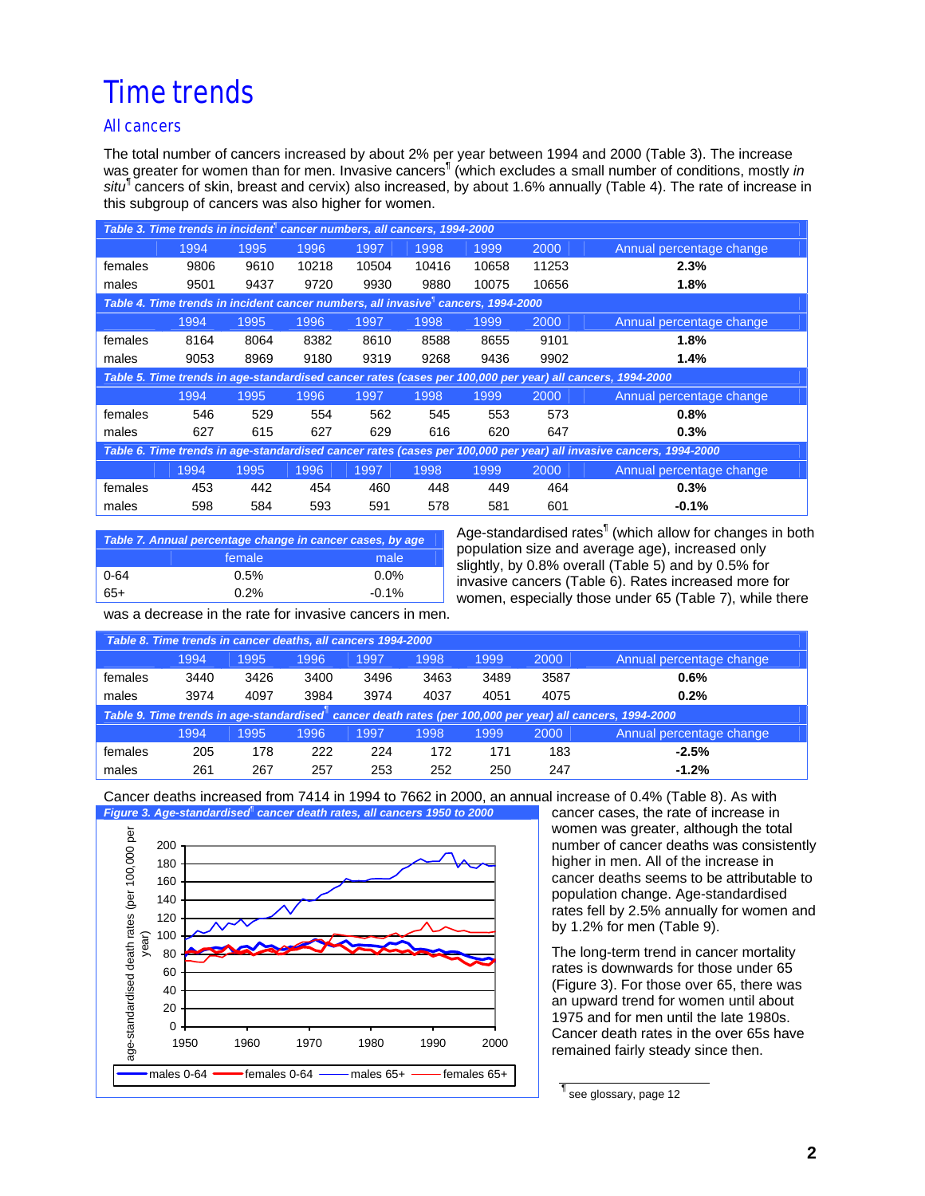# Time trends

## All cancers

The total number of cancers increased by about 2% per year between 1994 and 2000 (Table 3). The increase was greater for women than for men. Invasive cancers[¶] (which excludes a small number of conditions, mostly *in situ*[¶] cancers of skin, breast and cervix) also increased, by about 1.6% annually (Table 4). The rate of increase in this subgroup of cancers was also higher for women.

*Table 3. Time trends in incident[¶] cancer numbers, all cancers, 1994-2000*

| | 1994 | 1995 | 1996 | 1997 | 1998 | 1999 | 2000 | Annual percentage change |
|---|---|---|---|---|---|---|---|---|
| females | 9806 | 9610 | 10218 | 10504 | 10416 | 10658 | 11253 | **2.3%** |
| males | 9501 | 9437 | 9720 | 9930 | 9880 | 10075 | 10656 | **1.8%** |

*Table 4. Time trends in incident cancer numbers, all invasive[¶] cancers, 1994-2000*

| | 1994 | 1995 | 1996 | 1997 | 1998 | 1999 | 2000 | Annual percentage change |
|---|---|---|---|---|---|---|---|---|
| females | 8164 | 8064 | 8382 | 8610 | 8588 | 8655 | 9101 | **1.8%** |
| males | 9053 | 8969 | 9180 | 9319 | 9268 | 9436 | 9902 | **1.4%** |

*Table 5. Time trends in age-standardised cancer rates (cases per 100,000 per year) all cancers, 1994-2000*

| | 1994 | 1995 | 1996 | 1997 | 1998 | 1999 | 2000 | Annual percentage change |
|---|---|---|---|---|---|---|---|---|
| females | 546 | 529 | 554 | 562 | 545 | 553 | 573 | **0.8%** |
| males | 627 | 615 | 627 | 629 | 616 | 620 | 647 | **0.3%** |

*Table 6. Time trends in age-standardised cancer rates (cases per 100,000 per year) all invasive cancers, 1994-2000*

| | 1994 | 1995 | 1996 | 1997 | 1998 | 1999 | 2000 | Annual percentage change |
|---|---|---|---|---|---|---|---|---|
| females | 453 | 442 | 454 | 460 | 448 | 449 | 464 | **0.3%** |
| males | 598 | 584 | 593 | 591 | 578 | 581 | 601 | **-0.1%** |

*Table 7. Annual percentage change in cancer cases, by age*

| | female | male |
|---|---|---|
| 0-64 | 0.5% | 0.0% |
| 65+ | 0.2% | -0.1% |

Age-standardised rates[¶] (which allow for changes in both population size and average age), increased only slightly, by 0.8% overall (Table 5) and by 0.5% for invasive cancers (Table 6). Rates increased more for women, especially those under 65 (Table 7), while there was a decrease in the rate for invasive cancers in men.

*Table 8. Time trends in cancer deaths, all cancers 1994-2000*

| | 1994 | 1995 | 1996 | 1997 | 1998 | 1999 | 2000 | Annual percentage change |
|---|---|---|---|---|---|---|---|---|
| females | 3440 | 3426 | 3400 | 3496 | 3463 | 3489 | 3587 | **0.6%** |
| males | 3974 | 4097 | 3984 | 3974 | 4037 | 4051 | 4075 | **0.2%** |

*Table 9. Time trends in age-standardised[¶] cancer death rates (per 100,000 per year) all cancers, 1994-2000*

| | 1994 | 1995 | 1996 | 1997 | 1998 | 1999 | 2000 | Annual percentage change |
|---|---|---|---|---|---|---|---|---|
| females | 205 | 178 | 222 | 224 | 172 | 171 | 183 | **-2.5%** |
| males | 261 | 267 | 257 | 253 | 252 | 250 | 247 | **-1.2%** |

Cancer deaths increased from 7414 in 1994 to 7662 in 2000, an annual increase of 0.4% (Table 8). As with cancer cases, the rate of increase in women was greater, although the total number of cancer deaths was consistently higher in men. All of the increase in cancer deaths seems to be attributable to population change. Age-standardised rates fell by 2.5% annually for women and by 1.2% for men (Table 9).

*Figure 3. Age-standardised[¶] cancer death rates, all cancers 1950 to 2000*

The long-term trend in cancer mortality rates is downwards for those under 65 (Figure 3). For those over 65, there was an upward trend for women until about 1975 and for men until the late 1980s. Cancer death rates in the over 65s have remained fairly steady since then.

¶ see glossary, page 12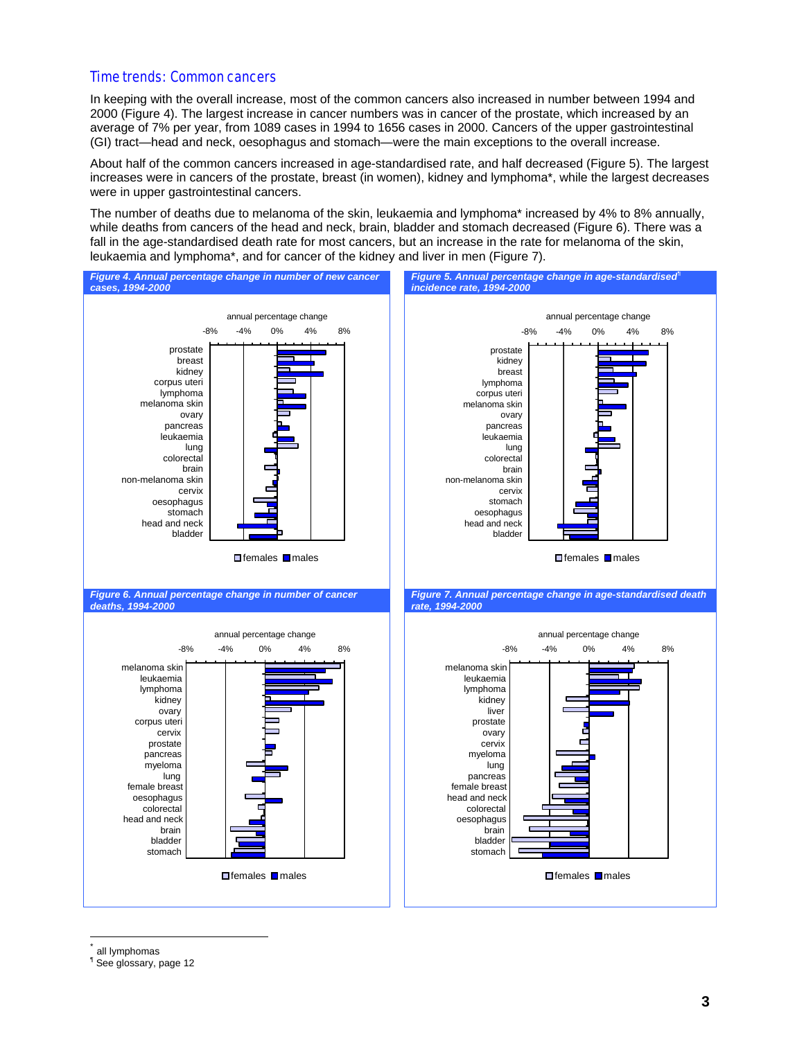## Time trends: Common cancers

In keeping with the overall increase, most of the common cancers also increased in number between 1994 and 2000 (Figure 4). The largest increase in cancer numbers was in cancer of the prostate, which increased by an average of 7% per year, from 1089 cases in 1994 to 1656 cases in 2000. Cancers of the upper gastrointestinal (GI) tract—head and neck, oesophagus and stomach—were the main exceptions to the overall increase.

About half of the common cancers increased in age-standardised rate, and half decreased (Figure 5). The largest increases were in cancers of the prostate, breast (in women), kidney and lymphoma*, while the largest decreases were in upper gastrointestinal cancers.

The number of deaths due to melanoma of the skin, leukaemia and lymphoma* increased by 4% to 8% annually, while deaths from cancers of the head and neck, brain, bladder and stomach decreased (Figure 6). There was a fall in the age-standardised death rate for most cancers, but an increase in the rate for melanoma of the skin, leukaemia and lymphoma*, and for cancer of the kidney and liver in men (Figure 7).

***Figure 4. Annual percentage change in number of new cancer cases, 1994-2000***

annual percentage change (-8% to 8%): prostate, breast, kidney, corpus uteri, lymphoma, melanoma skin, ovary, pancreas, leukaemia, lung, colorectal, brain, non-melanoma skin, cervix, oesophagus, stomach, head and neck, bladder

females, males

***Figure 5. Annual percentage change in age-standardised¶ incidence rate, 1994-2000***

annual percentage change (-8% to 8%): prostate, kidney, breast, lymphoma, corpus uteri, melanoma skin, ovary, pancreas, leukaemia, lung, colorectal, brain, non-melanoma skin, cervix, stomach, oesophagus, head and neck, bladder

females, males

***Figure 6. Annual percentage change in number of cancer deaths, 1994-2000***

annual percentage change (-8% to 8%): melanoma skin, leukaemia, lymphoma, kidney, ovary, corpus uteri, cervix, prostate, pancreas, myeloma, lung, female breast, oesophagus, colorectal, head and neck, brain, bladder, stomach

females, males

***Figure 7. Annual percentage change in age-standardised death rate, 1994-2000***

annual percentage change (-8% to 8%): melanoma skin, leukaemia, lymphoma, kidney, liver, prostate, ovary, cervix, myeloma, lung, pancreas, female breast, head and neck, colorectal, oesophagus, brain, bladder, stomach

females, males

---

\* all lymphomas

¶ See glossary, page 12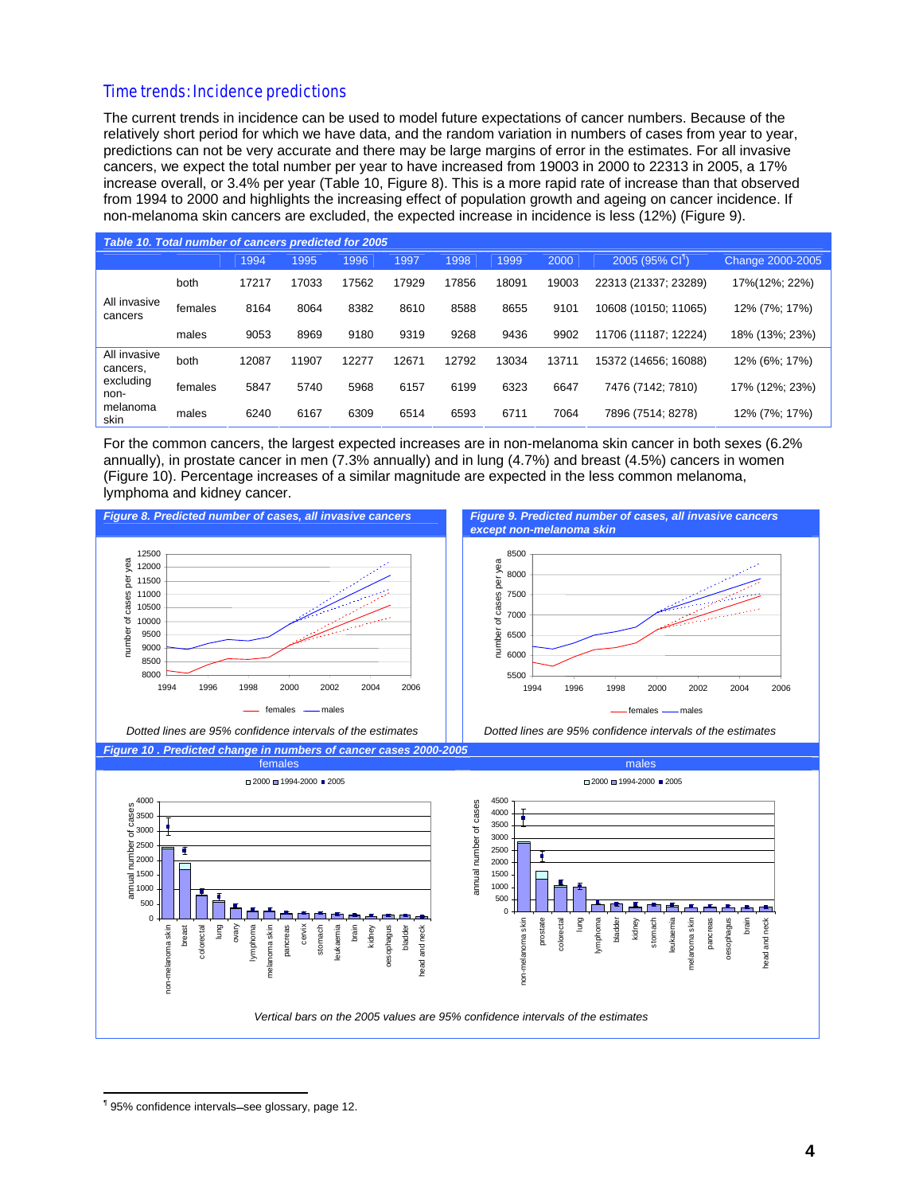## Time trends: Incidence predictions

The current trends in incidence can be used to model future expectations of cancer numbers. Because of the relatively short period for which we have data, and the random variation in numbers of cases from year to year, predictions can not be very accurate and there may be large margins of error in the estimates. For all invasive cancers, we expect the total number per year to have increased from 19003 in 2000 to 22313 in 2005, a 17% increase overall, or 3.4% per year (Table 10, Figure 8). This is a more rapid rate of increase than that observed from 1994 to 2000 and highlights the increasing effect of population growth and ageing on cancer incidence. If non-melanoma skin cancers are excluded, the expected increase in incidence is less (12%) (Figure 9).

***Table 10. Total number of cancers predicted for 2005***

| | | 1994 | 1995 | 1996 | 1997 | 1998 | 1999 | 2000 | 2005 (95% CI[¶]) | Change 2000-2005 |
|---|---|---|---|---|---|---|---|---|---|---|
| All invasive cancers | both | 17217 | 17033 | 17562 | 17929 | 17856 | 18091 | 19003 | 22313 (21337; 23289) | 17%(12%; 22%) |
| | females | 8164 | 8064 | 8382 | 8610 | 8588 | 8655 | 9101 | 10608 (10150; 11065) | 12% (7%; 17%) |
| | males | 9053 | 8969 | 9180 | 9319 | 9268 | 9436 | 9902 | 11706 (11187; 12224) | 18% (13%; 23%) |
| All invasive cancers, excluding non-melanoma skin | both | 12087 | 11907 | 12277 | 12671 | 12792 | 13034 | 13711 | 15372 (14656; 16088) | 12% (6%; 17%) |
| | females | 5847 | 5740 | 5968 | 6157 | 6199 | 6323 | 6647 | 7476 (7142; 7810) | 17% (12%; 23%) |
| | males | 6240 | 6167 | 6309 | 6514 | 6593 | 6711 | 7064 | 7896 (7514; 8278) | 12% (7%; 17%) |

For the common cancers, the largest expected increases are in non-melanoma skin cancer in both sexes (6.2% annually), in prostate cancer in men (7.3% annually) and in lung (4.7%) and breast (4.5%) cancers in women (Figure 10). Percentage increases of a similar magnitude are expected in the less common melanoma, lymphoma and kidney cancer.

***Figure 8. Predicted number of cases, all invasive cancers***

*Dotted lines are 95% confidence intervals of the estimates*

***Figure 9. Predicted number of cases, all invasive cancers except non-melanoma skin***

*Dotted lines are 95% confidence intervals of the estimates*

***Figure 10 . Predicted change in numbers of cancer cases 2000-2005***

*Vertical bars on the 2005 values are 95% confidence intervals of the estimates*

---

[¶] 95% confidence intervals—see glossary, page 12.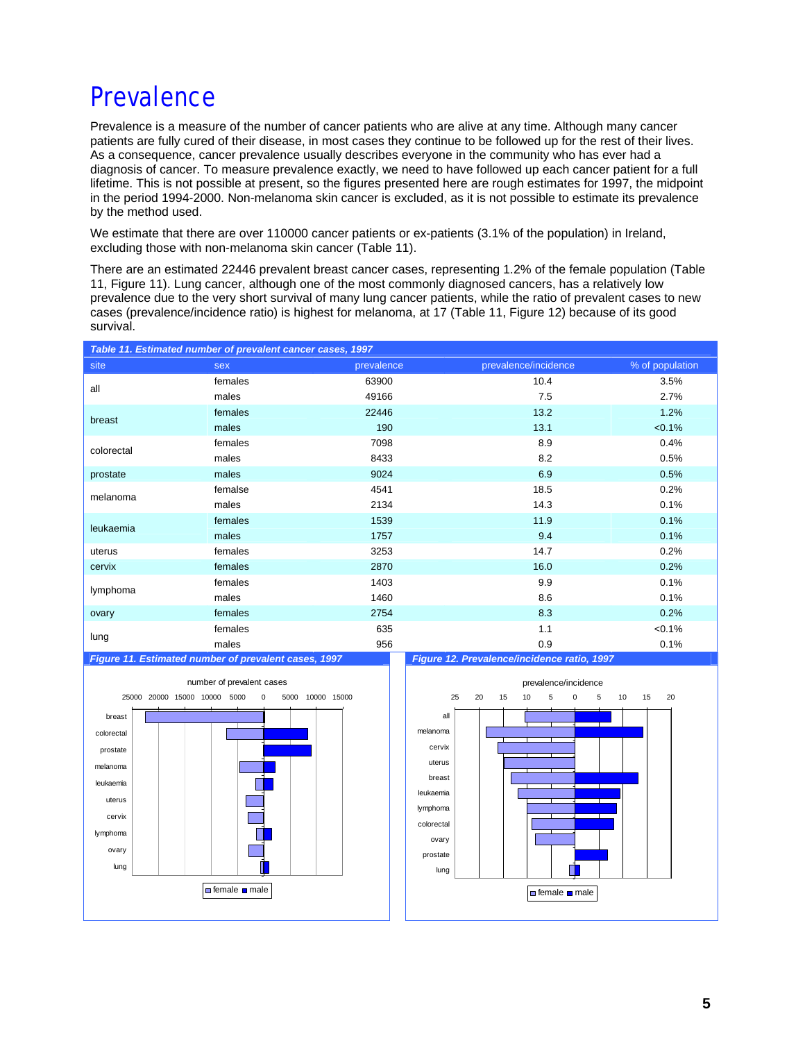# Prevalence

Prevalence is a measure of the number of cancer patients who are alive at any time. Although many cancer patients are fully cured of their disease, in most cases they continue to be followed up for the rest of their lives. As a consequence, cancer prevalence usually describes everyone in the community who has ever had a diagnosis of cancer. To measure prevalence exactly, we need to have followed up each cancer patient for a full lifetime. This is not possible at present, so the figures presented here are rough estimates for 1997, the midpoint in the period 1994-2000. Non-melanoma skin cancer is excluded, as it is not possible to estimate its prevalence by the method used.

We estimate that there are over 110000 cancer patients or ex-patients (3.1% of the population) in Ireland, excluding those with non-melanoma skin cancer (Table 11).

There are an estimated 22446 prevalent breast cancer cases, representing 1.2% of the female population (Table 11, Figure 11). Lung cancer, although one of the most commonly diagnosed cancers, has a relatively low prevalence due to the very short survival of many lung cancer patients, while the ratio of prevalent cases to new cases (prevalence/incidence ratio) is highest for melanoma, at 17 (Table 11, Figure 12) because of its good survival.

*Table 11. Estimated number of prevalent cancer cases, 1997*

| site | sex | prevalence | prevalence/incidence | % of population |
|---|---|---|---|---|
| all | females | 63900 | 10.4 | 3.5% |
| | males | 49166 | 7.5 | 2.7% |
| breast | females | 22446 | 13.2 | 1.2% |
| | males | 190 | 13.1 | <0.1% |
| colorectal | females | 7098 | 8.9 | 0.4% |
| | males | 8433 | 8.2 | 0.5% |
| prostate | males | 9024 | 6.9 | 0.5% |
| melanoma | femalse | 4541 | 18.5 | 0.2% |
| | males | 2134 | 14.3 | 0.1% |
| leukaemia | females | 1539 | 11.9 | 0.1% |
| | males | 1757 | 9.4 | 0.1% |
| uterus | females | 3253 | 14.7 | 0.2% |
| cervix | females | 2870 | 16.0 | 0.2% |
| lymphoma | females | 1403 | 9.9 | 0.1% |
| | males | 1460 | 8.6 | 0.1% |
| ovary | females | 2754 | 8.3 | 0.2% |
| lung | females | 635 | 1.1 | <0.1% |
| | males | 956 | 0.9 | 0.1% |

*Figure 11. Estimated number of prevalent cases, 1997*

*Figure 12. Prevalence/incidence ratio, 1997*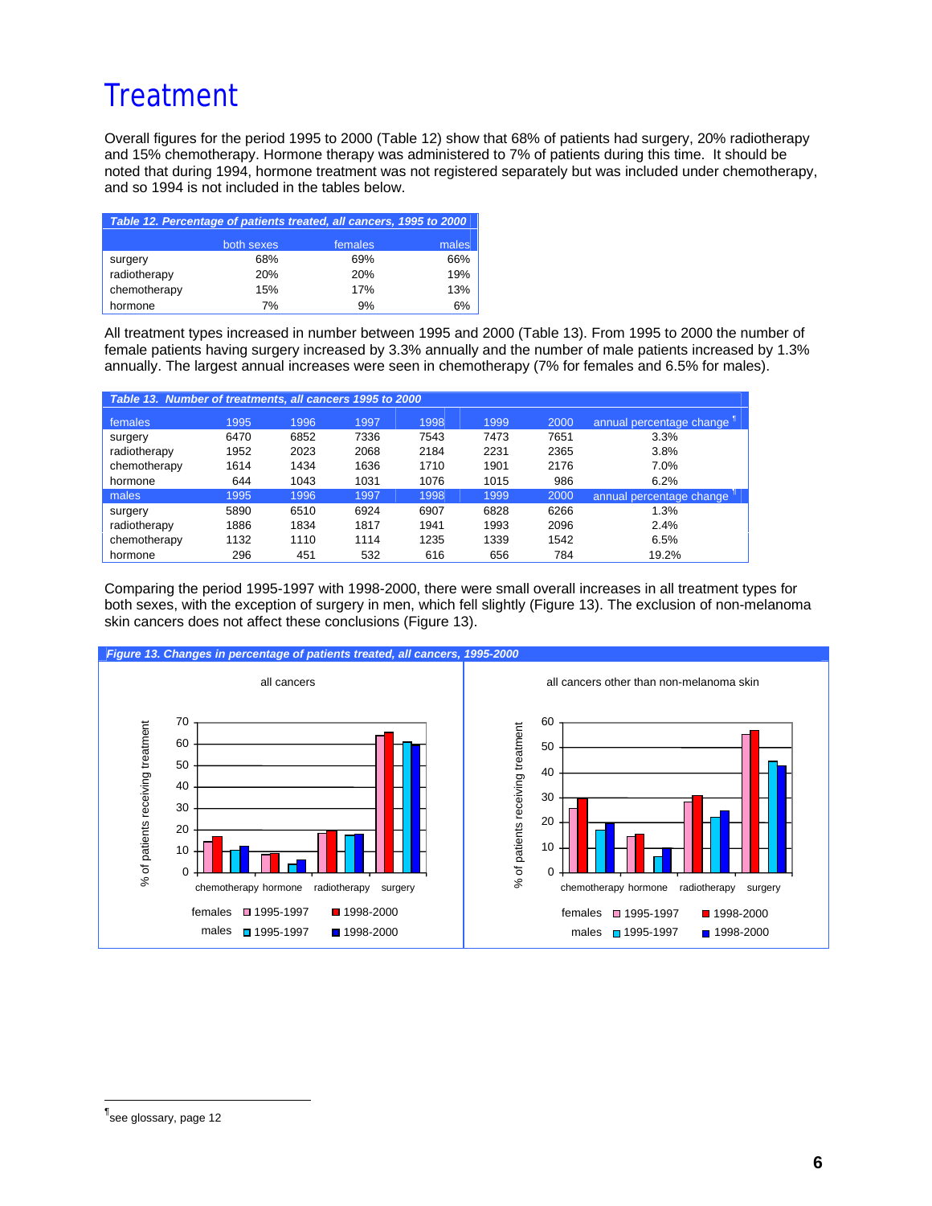// Treatment

# Treatment

Overall figures for the period 1995 to 2000 (Table 12) show that 68% of patients had surgery, 20% radiotherapy and 15% chemotherapy. Hormone therapy was administered to 7% of patients during this time. It should be noted that during 1994, hormone treatment was not registered separately but was included under chemotherapy, and so 1994 is not included in the tables below.

*Table 12. Percentage of patients treated, all cancers, 1995 to 2000*

| | both sexes | females | males |
|---|---|---|---|
| surgery | 68% | 69% | 66% |
| radiotherapy | 20% | 20% | 19% |
| chemotherapy | 15% | 17% | 13% |
| hormone | 7% | 9% | 6% |

All treatment types increased in number between 1995 and 2000 (Table 13). From 1995 to 2000 the number of female patients having surgery increased by 3.3% annually and the number of male patients increased by 1.3% annually. The largest annual increases were seen in chemotherapy (7% for females and 6.5% for males).

*Table 13. Number of treatments, all cancers 1995 to 2000*

| females | 1995 | 1996 | 1997 | 1998 | 1999 | 2000 | annual percentage change [¶] |
|---|---|---|---|---|---|---|---|
| surgery | 6470 | 6852 | 7336 | 7543 | 7473 | 7651 | 3.3% |
| radiotherapy | 1952 | 2023 | 2068 | 2184 | 2231 | 2365 | 3.8% |
| chemotherapy | 1614 | 1434 | 1636 | 1710 | 1901 | 2176 | 7.0% |
| hormone | 644 | 1043 | 1031 | 1076 | 1015 | 986 | 6.2% |
| **males** | **1995** | **1996** | **1997** | **1998** | **1999** | **2000** | **annual percentage change [¶]** |
| surgery | 5890 | 6510 | 6924 | 6907 | 6828 | 6266 | 1.3% |
| radiotherapy | 1886 | 1834 | 1817 | 1941 | 1993 | 2096 | 2.4% |
| chemotherapy | 1132 | 1110 | 1114 | 1235 | 1339 | 1542 | 6.5% |
| hormone | 296 | 451 | 532 | 616 | 656 | 784 | 19.2% |

Comparing the period 1995-1997 with 1998-2000, there were small overall increases in all treatment types for both sexes, with the exception of surgery in men, which fell slightly (Figure 13). The exclusion of non-melanoma skin cancers does not affect these conclusions (Figure 13).

*Figure 13. Changes in percentage of patients treated, all cancers, 1995-2000*

[¶] see glossary, page 12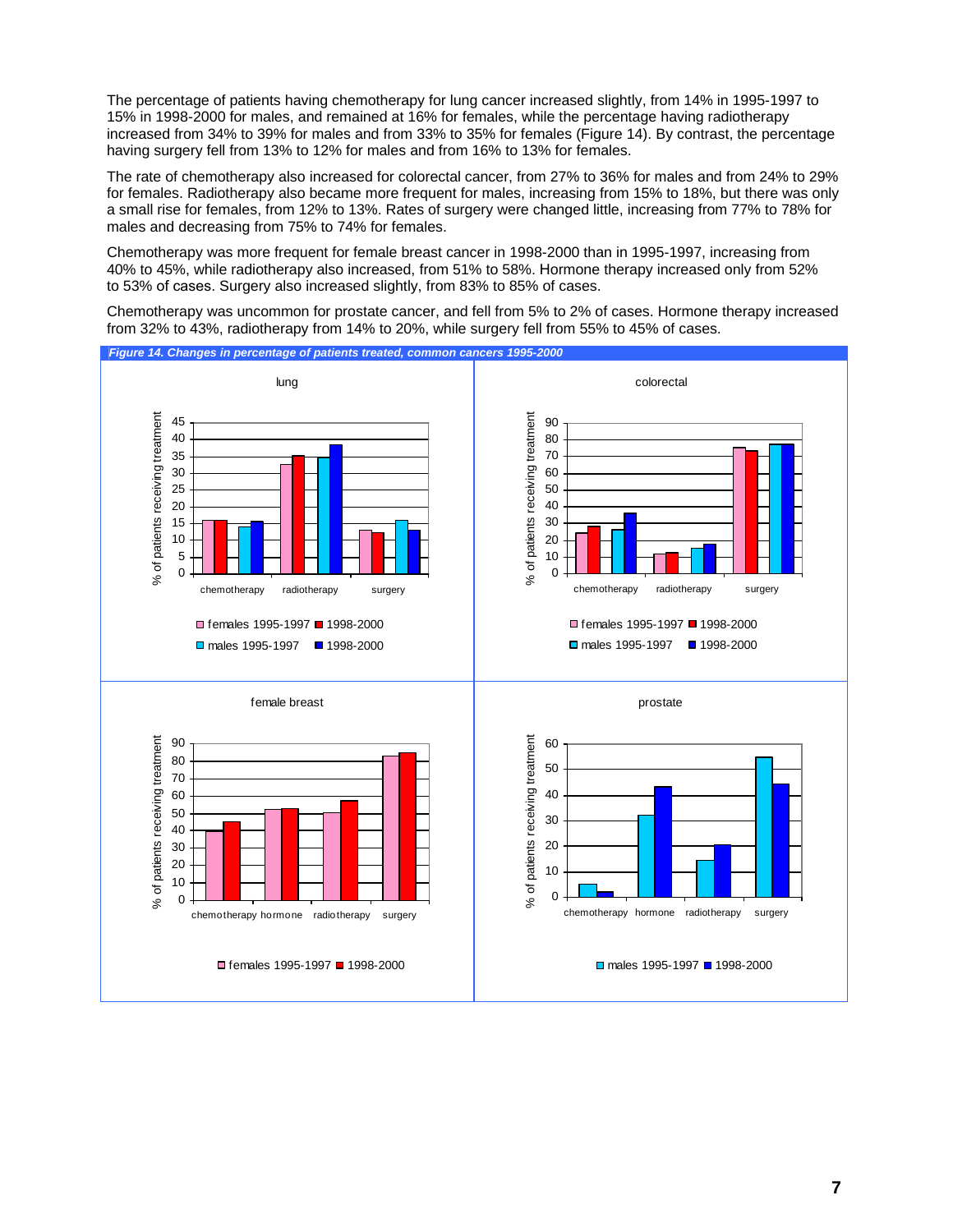The percentage of patients having chemotherapy for lung cancer increased slightly, from 14% in 1995-1997 to 15% in 1998-2000 for males, and remained at 16% for females, while the percentage having radiotherapy increased from 34% to 39% for males and from 33% to 35% for females (Figure 14). By contrast, the percentage having surgery fell from 13% to 12% for males and from 16% to 13% for females.

The rate of chemotherapy also increased for colorectal cancer, from 27% to 36% for males and from 24% to 29% for females. Radiotherapy also became more frequent for males, increasing from 15% to 18%, but there was only a small rise for females, from 12% to 13%. Rates of surgery were changed little, increasing from 77% to 78% for males and decreasing from 75% to 74% for females.

Chemotherapy was more frequent for female breast cancer in 1998-2000 than in 1995-1997, increasing from 40% to 45%, while radiotherapy also increased, from 51% to 58%. Hormone therapy increased only from 52% to 53% of cases. Surgery also increased slightly, from 83% to 85% of cases.

Chemotherapy was uncommon for prostate cancer, and fell from 5% to 2% of cases. Hormone therapy increased from 32% to 43%, radiotherapy from 14% to 20%, while surgery fell from 55% to 45% of cases.

*Figure 14. Changes in percentage of patients treated, common cancers 1995-2000*

lung

| | females 1995-1997 | females 1998-2000 | males 1995-1997 | males 1998-2000 |
|---|---|---|---|---|
| chemotherapy | 16 | 16 | 14 | 15 |
| radiotherapy | 33 | 35 | 34 | 39 |
| surgery | 16 | 13 | 13 | 12 |

colorectal

| | females 1995-1997 | females 1998-2000 | males 1995-1997 | males 1998-2000 |
|---|---|---|---|---|
| chemotherapy | 24 | 29 | 27 | 36 |
| radiotherapy | 12 | 13 | 15 | 18 |
| surgery | 75 | 74 | 77 | 78 |

female breast

| | females 1995-1997 | 1998-2000 |
|---|---|---|
| chemotherapy | 40 | 45 |
| hormone | 52 | 53 |
| radiotherapy | 51 | 58 |
| surgery | 83 | 85 |

prostate

| | males 1995-1997 | 1998-2000 |
|---|---|---|
| chemotherapy | 5 | 2 |
| hormone | 32 | 43 |
| radiotherapy | 14 | 20 |
| surgery | 55 | 45 |

(y-axis: % of patients receiving treatment)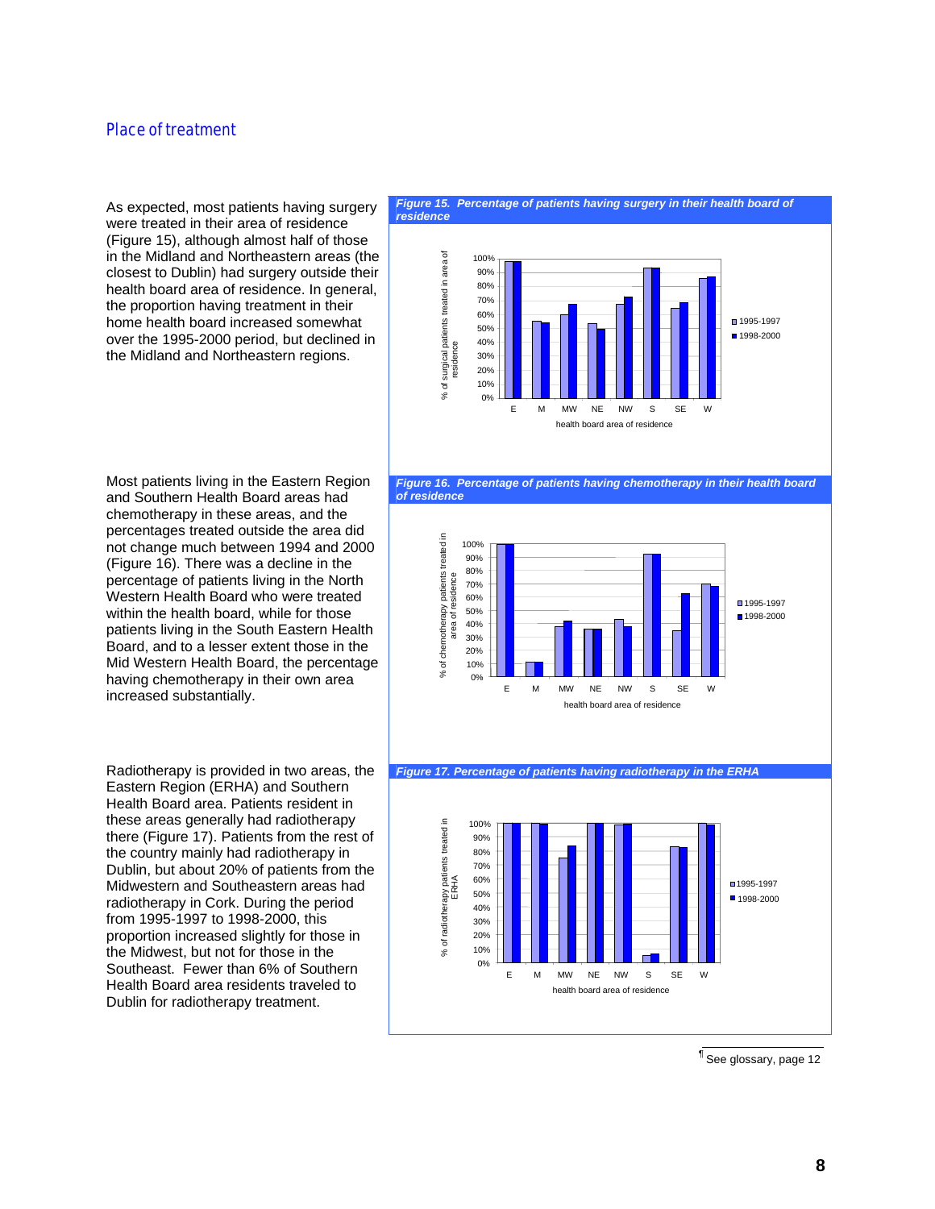## Place of treatment

As expected, most patients having surgery were treated in their area of residence (Figure 15), although almost half of those in the Midland and Northeastern areas (the closest to Dublin) had surgery outside their health board area of residence. In general, the proportion having treatment in their home health board increased somewhat over the 1995-2000 period, but declined in the Midland and Northeastern regions.

***Figure 15. Percentage of patients having surgery in their health board of residence***

Most patients living in the Eastern Region and Southern Health Board areas had chemotherapy in these areas, and the percentages treated outside the area did not change much between 1994 and 2000 (Figure 16). There was a decline in the percentage of patients living in the North Western Health Board who were treated within the health board, while for those patients living in the South Eastern Health Board, and to a lesser extent those in the Mid Western Health Board, the percentage having chemotherapy in their own area increased substantially.

***Figure 16. Percentage of patients having chemotherapy in their health board of residence***

Radiotherapy is provided in two areas, the Eastern Region (ERHA) and Southern Health Board area. Patients resident in these areas generally had radiotherapy there (Figure 17). Patients from the rest of the country mainly had radiotherapy in Dublin, but about 20% of patients from the Midwestern and Southeastern areas had radiotherapy in Cork. During the period from 1995-1997 to 1998-2000, this proportion increased slightly for those in the Midwest, but not for those in the Southeast. Fewer than 6% of Southern Health Board area residents traveled to Dublin for radiotherapy treatment.

***Figure 17. Percentage of patients having radiotherapy in the ERHA***

¶ See glossary, page 12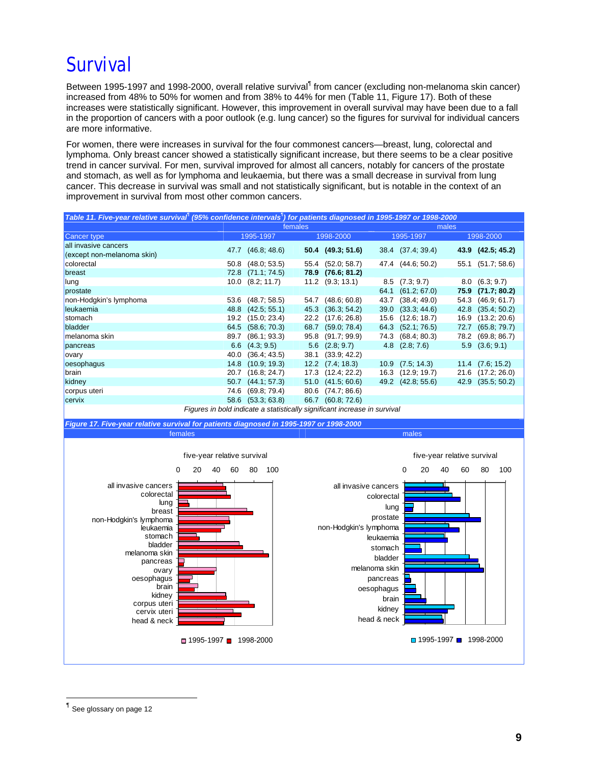# Survival

Between 1995-1997 and 1998-2000, overall relative survival[¶] from cancer (excluding non-melanoma skin cancer) increased from 48% to 50% for women and from 38% to 44% for men (Table 11, Figure 17). Both of these increases were statistically significant. However, this improvement in overall survival may have been due to a fall in the proportion of cancers with a poor outlook (e.g. lung cancer) so the figures for survival for individual cancers are more informative.

For women, there were increases in survival for the four commonest cancers—breast, lung, colorectal and lymphoma. Only breast cancer showed a statistically significant increase, but there seems to be a clear positive trend in cancer survival. For men, survival improved for almost all cancers, notably for cancers of the prostate and stomach, as well as for lymphoma and leukaemia, but there was a small decrease in survival from lung cancer. This decrease in survival was small and not statistically significant, but is notable in the context of an improvement in survival from most other common cancers.

*Table 11. Five-year relative survival[¶] (95% confidence intervals[¶]) for patients diagnosed in 1995-1997 or 1998-2000*

| | females | | | | males | | | |
|---|---|---|---|---|---|---|---|---|
| Cancer type | 1995-1997 | | 1998-2000 | | 1995-1997 | | 1998-2000 | |
| all invasive cancers (except non-melanoma skin) | 47.7 | (46.8; 48.6) | **50.4** | **(49.3; 51.6)** | 38.4 | (37.4; 39.4) | **43.9** | **(42.5; 45.2)** |
| colorectal | 50.8 | (48.0; 53.5) | 55.4 | (52.0; 58.7) | 47.4 | (44.6; 50.2) | 55.1 | (51.7; 58.6) |
| breast | 72.8 | (71.1; 74.5) | **78.9** | **(76.6; 81.2)** | | | | |
| lung | 10.0 | (8.2; 11.7) | 11.2 | (9.3; 13.1) | 8.5 | (7.3; 9.7) | 8.0 | (6.3; 9.7) |
| prostate | | | | | 64.1 | (61.2; 67.0) | **75.9** | **(71.7; 80.2)** |
| non-Hodgkin's lymphoma | 53.6 | (48.7; 58.5) | 54.7 | (48.6; 60.8) | 43.7 | (38.4; 49.0) | 54.3 | (46.9; 61.7) |
| leukaemia | 48.8 | (42.5; 55.1) | 45.3 | (36.3; 54.2) | 39.0 | (33.3; 44.6) | 42.8 | (35.4; 50.2) |
| stomach | 19.2 | (15.0; 23.4) | 22.2 | (17.6; 26.8) | 15.6 | (12.6; 18.7) | 16.9 | (13.2; 20.6) |
| bladder | 64.5 | (58.6; 70.3) | 68.7 | (59.0; 78.4) | 64.3 | (52.1; 76.5) | 72.7 | (65.8; 79.7) |
| melanoma skin | 89.7 | (86.1; 93.3) | 95.8 | (91.7; 99.9) | 74.3 | (68.4; 80.3) | 78.2 | (69.8; 86.7) |
| pancreas | 6.6 | (4.3; 9.5) | 5.6 | (2.8; 9.7) | 4.8 | (2.8; 7.6) | 5.9 | (3.6; 9.1) |
| ovary | 40.0 | (36.4; 43.5) | 38.1 | (33.9; 42.2) | | | | |
| oesophagus | 14.8 | (10.9; 19.3) | 12.2 | (7.4; 18.3) | 10.9 | (7.5; 14.3) | 11.4 | (7.6; 15.2) |
| brain | 20.7 | (16.8; 24.7) | 17.3 | (12.4; 22.2) | 16.3 | (12.9; 19.7) | 21.6 | (17.2; 26.0) |
| kidney | 50.7 | (44.1; 57.3) | 51.0 | (41.5; 60.6) | 49.2 | (42.8; 55.6) | 42.9 | (35.5; 50.2) |
| corpus uteri | 74.6 | (69.8; 79.4) | 80.6 | (74.7; 86.6) | | | | |
| cervix | 58.6 | (53.3; 63.8) | 66.7 | (60.8; 72.6) | | | | |

*Figures in bold indicate a statistically significant increase in survival*

*Figure 17. Five-year relative survival for patients diagnosed in 1995-1997 or 1998-2000*

[¶] See glossary on page 12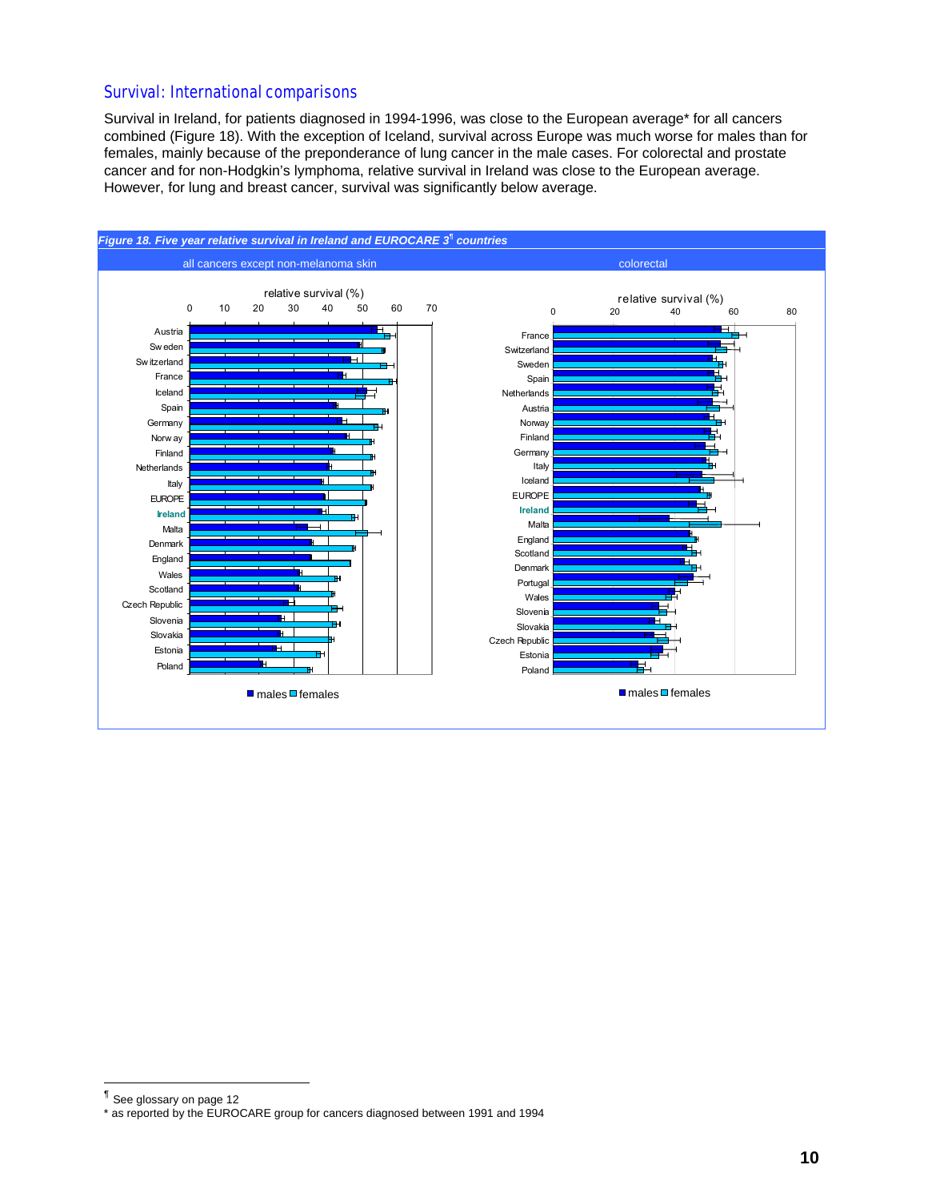## Survival: International comparisons

Survival in Ireland, for patients diagnosed in 1994-1996, was close to the European average* for all cancers combined (Figure 18). With the exception of Iceland, survival across Europe was much worse for males than for females, mainly because of the preponderance of lung cancer in the male cases. For colorectal and prostate cancer and for non-Hodgkin's lymphoma, relative survival in Ireland was close to the European average. However, for lung and breast cancer, survival was significantly below average.

***Figure 18. Five year relative survival in Ireland and EUROCARE 3[¶] countries***

all cancers except non-melanoma skin

relative survival (%)

Austria, Sweden, Switzerland, France, Iceland, Spain, Germany, Norway, Finland, Netherlands, Italy, EUROPE, **Ireland**, Malta, Denmark, England, Wales, Scotland, Czech Republic, Slovenia, Slovakia, Estonia, Poland

■ males ■ females

colorectal

relative survival (%)

France, Switzerland, Sweden, Spain, Netherlands, Austria, Norway, Finland, Germany, Italy, Iceland, EUROPE, **Ireland**, Malta, England, Scotland, Denmark, Portugal, Wales, Slovenia, Slovakia, Czech Republic, Estonia, Poland

■ males ■ females

---

[¶] See glossary on page 12

\* as reported by the EUROCARE group for cancers diagnosed between 1991 and 1994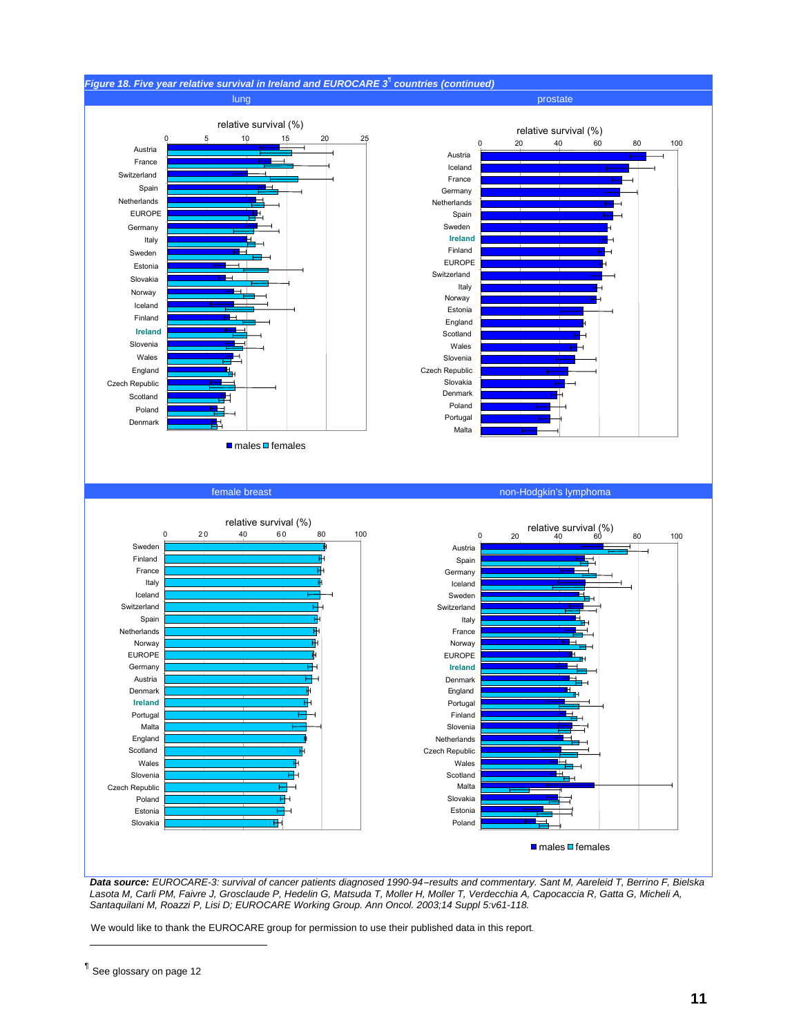## *Figure 18. Five year relative survival in Ireland and EUROCARE 3[¶] countries (continued)*

**lung**

relative survival (%)

Austria, France, Switzerland, Spain, Netherlands, EUROPE, Germany, Italy, Sweden, Estonia, Slovakia, Norway, Iceland, Finland, **Ireland**, Slovenia, Wales, England, Czech Republic, Scotland, Poland, Denmark

■ males ■ females

**prostate**

relative survival (%)

Austria, Iceland, France, Germany, Netherlands, Spain, Sweden, **Ireland**, Finland, EUROPE, Switzerland, Italy, Norway, Estonia, England, Scotland, Wales, Slovenia, Czech Republic, Slovakia, Denmark, Poland, Portugal, Malta

**female breast**

relative survival (%)

Sweden, Finland, France, Italy, Iceland, Switzerland, Spain, Netherlands, Norway, EUROPE, Germany, Austria, Denmark, **Ireland**, Portugal, Malta, England, Scotland, Wales, Slovenia, Czech Republic, Poland, Estonia, Slovakia

**non-Hodgkin's lymphoma**

relative survival (%)

Austria, Spain, Germany, Iceland, Sweden, Switzerland, Italy, France, Norway, EUROPE, **Ireland**, Denmark, England, Portugal, Finland, Slovenia, Netherlands, Czech Republic, Wales, Scotland, Malta, Slovakia, Estonia, Poland

■ males ■ females

***Data source:*** *EUROCARE-3: survival of cancer patients diagnosed 1990-94–results and commentary. Sant M, Aareleid T, Berrino F, Bielska Lasota M, Carli PM, Faivre J, Grosclaude P, Hedelin G, Matsuda T, Moller H, Moller T, Verdecchia A, Capocaccia R, Gatta G, Micheli A, Santaquilani M, Roazzi P, Lisi D; EUROCARE Working Group. Ann Oncol. 2003;14 Suppl 5:v61-118.*

We would like to thank the EUROCARE group for permission to use their published data in this report.

---

[¶] See glossary on page 12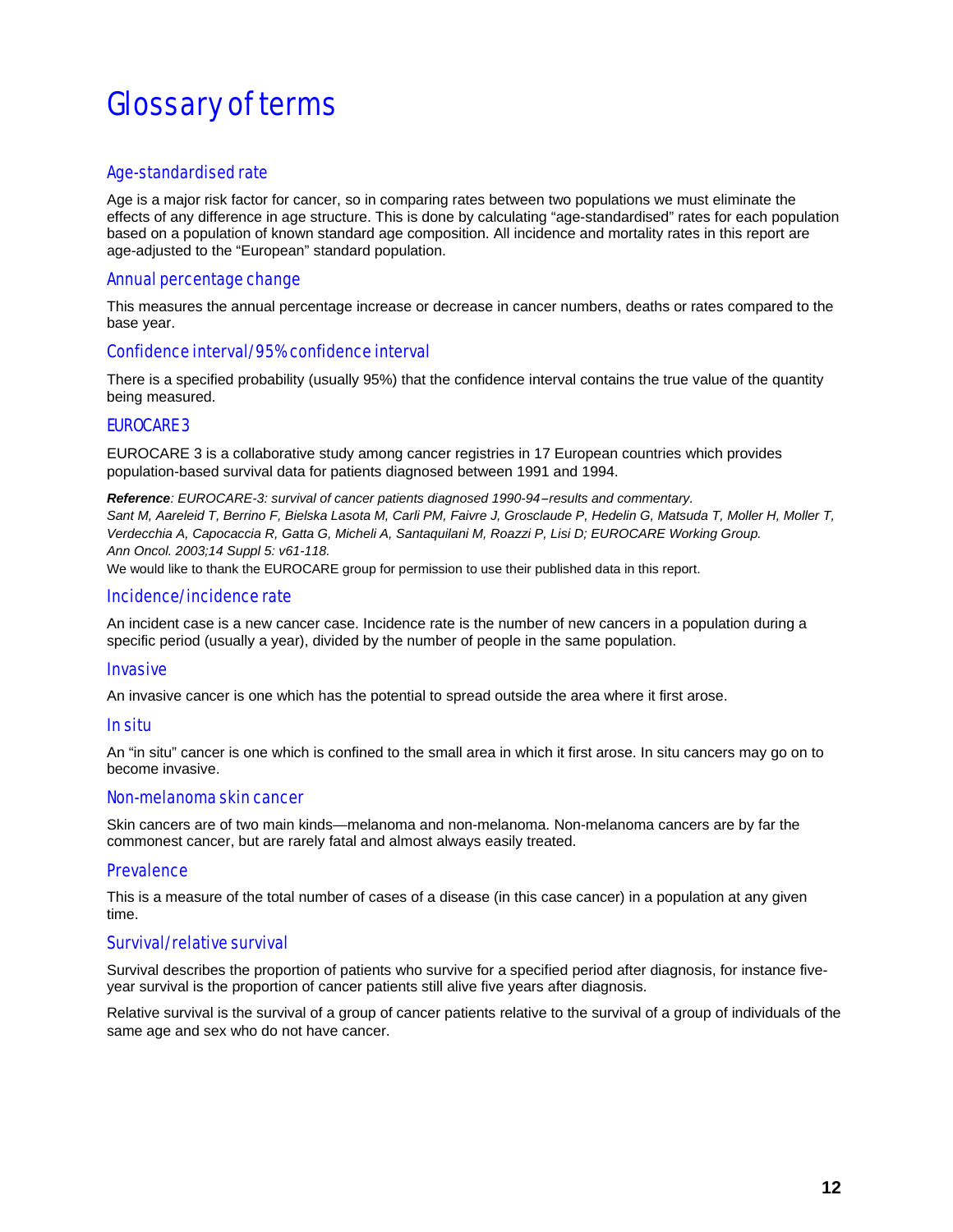# Glossary of terms

## Age-standardised rate

Age is a major risk factor for cancer, so in comparing rates between two populations we must eliminate the effects of any difference in age structure. This is done by calculating “age-standardised” rates for each population based on a population of known standard age composition. All incidence and mortality rates in this report are age-adjusted to the “European” standard population.

## Annual percentage change

This measures the annual percentage increase or decrease in cancer numbers, deaths or rates compared to the base year.

## Confidence interval/95% confidence interval

There is a specified probability (usually 95%) that the confidence interval contains the true value of the quantity being measured.

## EUROCARE 3

EUROCARE 3 is a collaborative study among cancer registries in 17 European countries which provides population-based survival data for patients diagnosed between 1991 and 1994.

***Reference**: EUROCARE-3: survival of cancer patients diagnosed 1990-94–results and commentary.*
*Sant M, Aareleid T, Berrino F, Bielska Lasota M, Carli PM, Faivre J, Grosclaude P, Hedelin G, Matsuda T, Moller H, Moller T, Verdecchia A, Capocaccia R, Gatta G, Micheli A, Santaquilani M, Roazzi P, Lisi D; EUROCARE Working Group.*
*Ann Oncol. 2003;14 Suppl 5: v61-118.*

We would like to thank the EUROCARE group for permission to use their published data in this report.

## Incidence/incidence rate

An incident case is a new cancer case. Incidence rate is the number of new cancers in a population during a specific period (usually a year), divided by the number of people in the same population.

## Invasive

An invasive cancer is one which has the potential to spread outside the area where it first arose.

## In situ

An “in situ” cancer is one which is confined to the small area in which it first arose. In situ cancers may go on to become invasive.

## Non-melanoma skin cancer

Skin cancers are of two main kinds—melanoma and non-melanoma. Non-melanoma cancers are by far the commonest cancer, but are rarely fatal and almost always easily treated.

## Prevalence

This is a measure of the total number of cases of a disease (in this case cancer) in a population at any given time.

## Survival/relative survival

Survival describes the proportion of patients who survive for a specified period after diagnosis, for instance five-year survival is the proportion of cancer patients still alive five years after diagnosis.

Relative survival is the survival of a group of cancer patients relative to the survival of a group of individuals of the same age and sex who do not have cancer.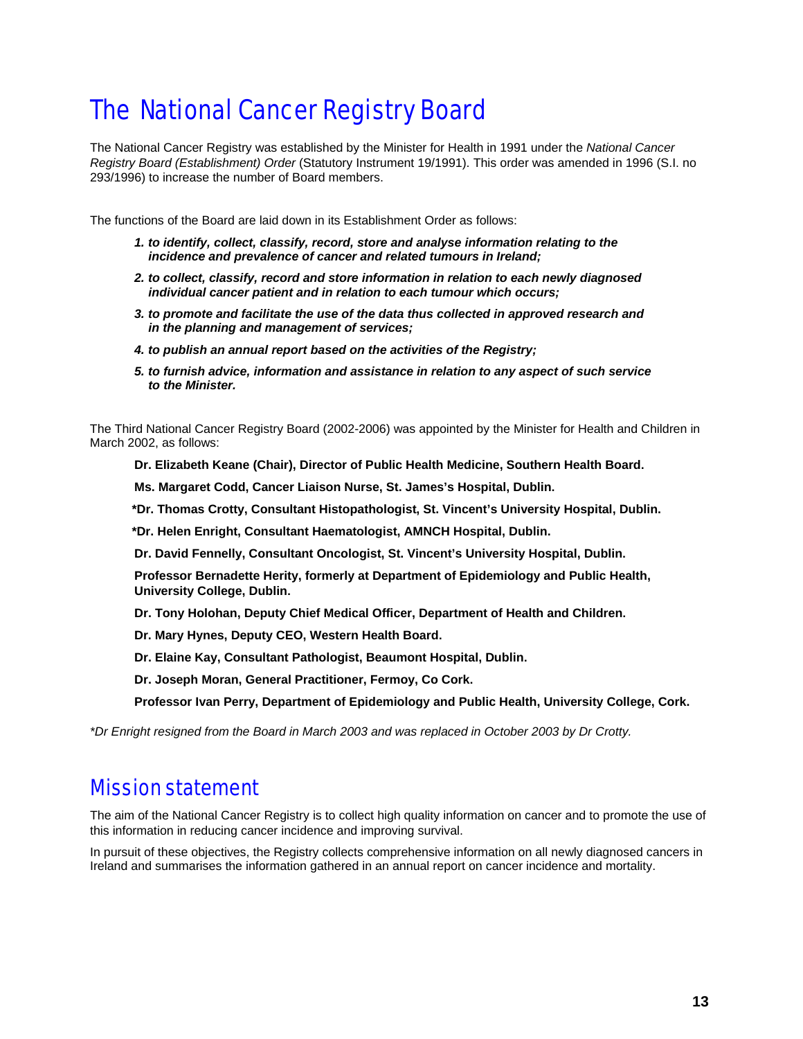# The National Cancer Registry Board

The National Cancer Registry was established by the Minister for Health in 1991 under the *National Cancer Registry Board (Establishment) Order* (Statutory Instrument 19/1991). This order was amended in 1996 (S.I. no 293/1996) to increase the number of Board members.

The functions of the Board are laid down in its Establishment Order as follows:

1. ***to identify, collect, classify, record, store and analyse information relating to the incidence and prevalence of cancer and related tumours in Ireland;***
2. ***to collect, classify, record and store information in relation to each newly diagnosed individual cancer patient and in relation to each tumour which occurs;***
3. ***to promote and facilitate the use of the data thus collected in approved research and in the planning and management of services;***
4. ***to publish an annual report based on the activities of the Registry;***
5. ***to furnish advice, information and assistance in relation to any aspect of such service to the Minister.***

The Third National Cancer Registry Board (2002-2006) was appointed by the Minister for Health and Children in March 2002, as follows:

**Dr. Elizabeth Keane (Chair), Director of Public Health Medicine, Southern Health Board.**

**Ms. Margaret Codd, Cancer Liaison Nurse, St. James's Hospital, Dublin.**

**\*Dr. Thomas Crotty, Consultant Histopathologist, St. Vincent's University Hospital, Dublin.**

**\*Dr. Helen Enright, Consultant Haematologist, AMNCH Hospital, Dublin.**

**Dr. David Fennelly, Consultant Oncologist, St. Vincent's University Hospital, Dublin.**

**Professor Bernadette Herity, formerly at Department of Epidemiology and Public Health, University College, Dublin.**

**Dr. Tony Holohan, Deputy Chief Medical Officer, Department of Health and Children.**

**Dr. Mary Hynes, Deputy CEO, Western Health Board.**

**Dr. Elaine Kay, Consultant Pathologist, Beaumont Hospital, Dublin.**

**Dr. Joseph Moran, General Practitioner, Fermoy, Co Cork.**

**Professor Ivan Perry, Department of Epidemiology and Public Health, University College, Cork.**

*\*Dr Enright resigned from the Board in March 2003 and was replaced in October 2003 by Dr Crotty.*

## Mission statement

The aim of the National Cancer Registry is to collect high quality information on cancer and to promote the use of this information in reducing cancer incidence and improving survival.

In pursuit of these objectives, the Registry collects comprehensive information on all newly diagnosed cancers in Ireland and summarises the information gathered in an annual report on cancer incidence and mortality.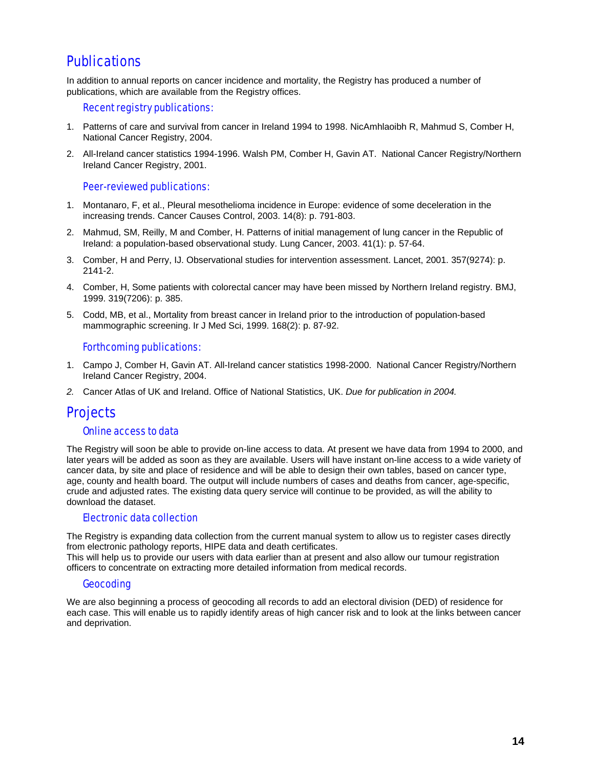# Publications

In addition to annual reports on cancer incidence and mortality, the Registry has produced a number of publications, which are available from the Registry offices.

### Recent registry publications:

1. Patterns of care and survival from cancer in Ireland 1994 to 1998. NicAmhlaoibh R, Mahmud S, Comber H, National Cancer Registry, 2004.
2. All-Ireland cancer statistics 1994-1996. Walsh PM, Comber H, Gavin AT. National Cancer Registry/Northern Ireland Cancer Registry, 2001.

### Peer-reviewed publications:

1. Montanaro, F, et al., Pleural mesothelioma incidence in Europe: evidence of some deceleration in the increasing trends. Cancer Causes Control, 2003. 14(8): p. 791-803.
2. Mahmud, SM, Reilly, M and Comber, H. Patterns of initial management of lung cancer in the Republic of Ireland: a population-based observational study. Lung Cancer, 2003. 41(1): p. 57-64.
3. Comber, H and Perry, IJ. Observational studies for intervention assessment. Lancet, 2001. 357(9274): p. 2141-2.
4. Comber, H, Some patients with colorectal cancer may have been missed by Northern Ireland registry. BMJ, 1999. 319(7206): p. 385.
5. Codd, MB, et al., Mortality from breast cancer in Ireland prior to the introduction of population-based mammographic screening. Ir J Med Sci, 1999. 168(2): p. 87-92.

### Forthcoming publications:

1. Campo J, Comber H, Gavin AT. All-Ireland cancer statistics 1998-2000. National Cancer Registry/Northern Ireland Cancer Registry, 2004.
2. Cancer Atlas of UK and Ireland. Office of National Statistics, UK. *Due for publication in 2004.*

# Projects

### Online access to data

The Registry will soon be able to provide on-line access to data. At present we have data from 1994 to 2000, and later years will be added as soon as they are available. Users will have instant on-line access to a wide variety of cancer data, by site and place of residence and will be able to design their own tables, based on cancer type, age, county and health board. The output will include numbers of cases and deaths from cancer, age-specific, crude and adjusted rates. The existing data query service will continue to be provided, as will the ability to download the dataset.

### Electronic data collection

The Registry is expanding data collection from the current manual system to allow us to register cases directly from electronic pathology reports, HIPE data and death certificates.
This will help us to provide our users with data earlier than at present and also allow our tumour registration officers to concentrate on extracting more detailed information from medical records.

### Geocoding

We are also beginning a process of geocoding all records to add an electoral division (DED) of residence for each case. This will enable us to rapidly identify areas of high cancer risk and to look at the links between cancer and deprivation.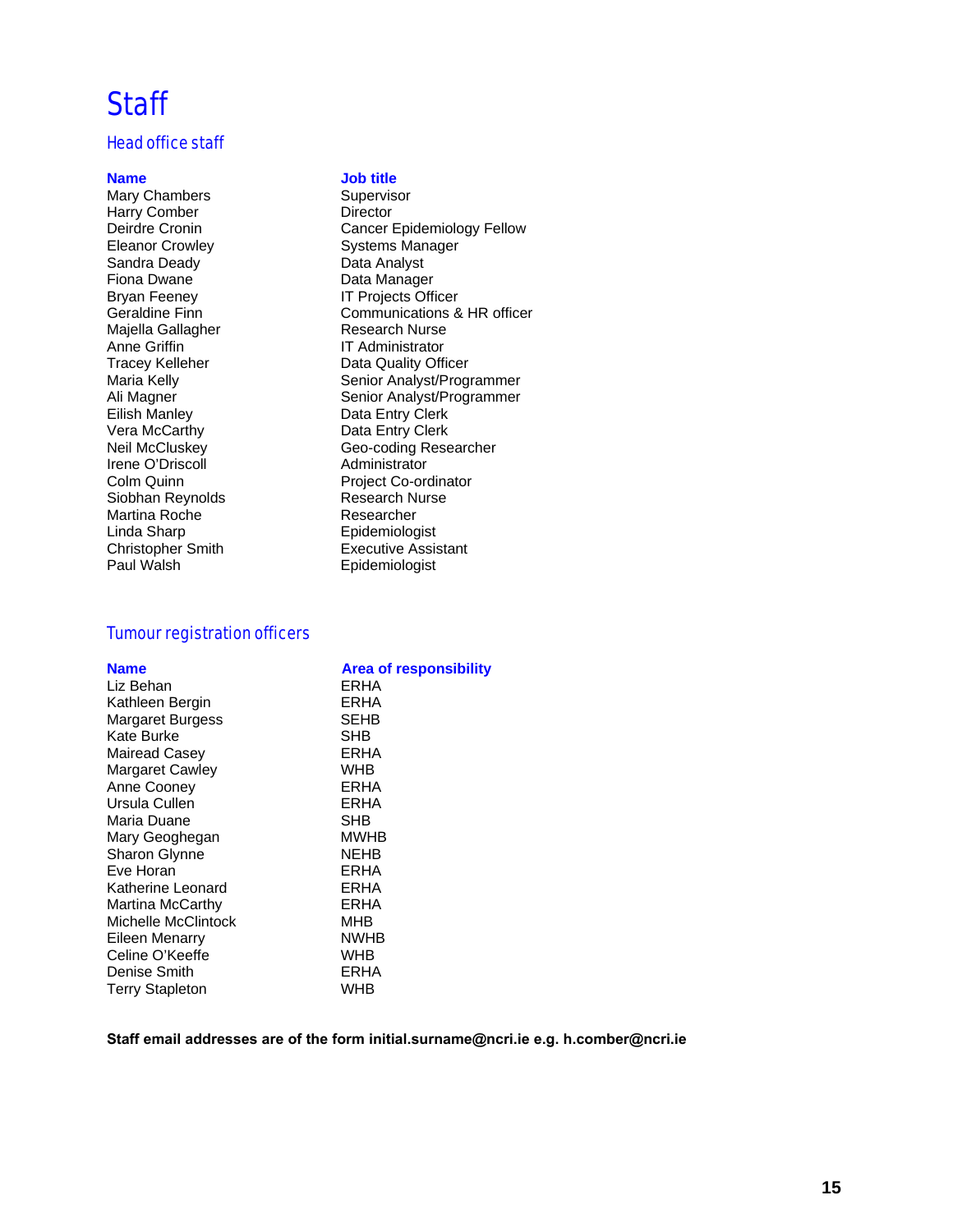# Staff

## Head office staff

| Name | Job title |
| --- | --- |
| Mary Chambers | Supervisor |
| Harry Comber | Director |
| Deirdre Cronin | Cancer Epidemiology Fellow |
| Eleanor Crowley | Systems Manager |
| Sandra Deady | Data Analyst |
| Fiona Dwane | Data Manager |
| Bryan Feeney | IT Projects Officer |
| Geraldine Finn | Communications & HR officer |
| Majella Gallagher | Research Nurse |
| Anne Griffin | IT Administrator |
| Tracey Kelleher | Data Quality Officer |
| Maria Kelly | Senior Analyst/Programmer |
| Ali Magner | Senior Analyst/Programmer |
| Eilish Manley | Data Entry Clerk |
| Vera McCarthy | Data Entry Clerk |
| Neil McCluskey | Geo-coding Researcher |
| Irene O'Driscoll | Administrator |
| Colm Quinn | Project Co-ordinator |
| Siobhan Reynolds | Research Nurse |
| Martina Roche | Researcher |
| Linda Sharp | Epidemiologist |
| Christopher Smith | Executive Assistant |
| Paul Walsh | Epidemiologist |

## Tumour registration officers

| Name | Area of responsibility |
| --- | --- |
| Liz Behan | ERHA |
| Kathleen Bergin | ERHA |
| Margaret Burgess | SEHB |
| Kate Burke | SHB |
| Mairead Casey | ERHA |
| Margaret Cawley | WHB |
| Anne Cooney | ERHA |
| Ursula Cullen | ERHA |
| Maria Duane | SHB |
| Mary Geoghegan | MWHB |
| Sharon Glynne | NEHB |
| Eve Horan | ERHA |
| Katherine Leonard | ERHA |
| Martina McCarthy | ERHA |
| Michelle McClintock | MHB |
| Eileen Menarry | NWHB |
| Celine O'Keeffe | WHB |
| Denise Smith | ERHA |
| Terry Stapleton | WHB |

**Staff email addresses are of the form initial.surname@ncri.ie e.g. h.comber@ncri.ie**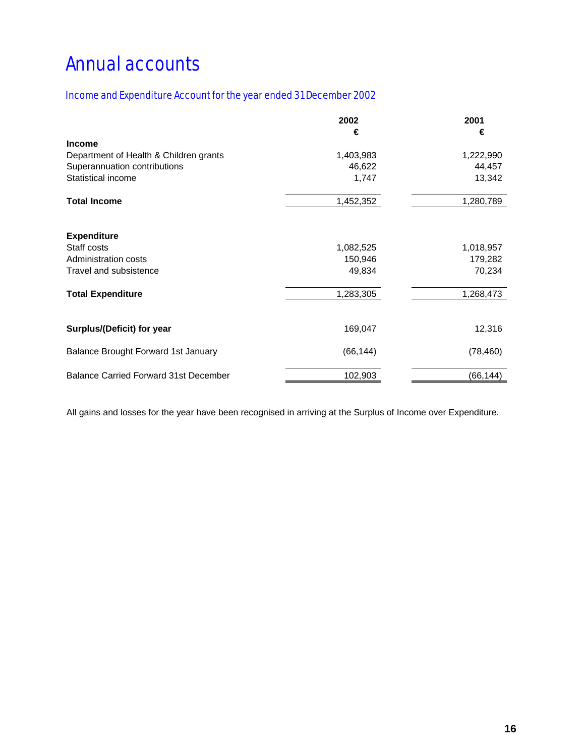# Annual accounts

## Income and Expenditure Account for the year ended 31 December 2002

| | 2002<br>€ | 2001<br>€ |
|---|---|---|
| **Income** | | |
| Department of Health & Children grants | 1,403,983 | 1,222,990 |
| Superannuation contributions | 46,622 | 44,457 |
| Statistical income | 1,747 | 13,342 |
| **Total Income** | 1,452,352 | 1,280,789 |
| | | |
| **Expenditure** | | |
| Staff costs | 1,082,525 | 1,018,957 |
| Administration costs | 150,946 | 179,282 |
| Travel and subsistence | 49,834 | 70,234 |
| **Total Expenditure** | 1,283,305 | 1,268,473 |
| | | |
| **Surplus/(Deficit) for year** | 169,047 | 12,316 |
| Balance Brought Forward 1st January | (66,144) | (78,460) |
| Balance Carried Forward 31st December | 102,903 | (66,144) |

All gains and losses for the year have been recognised in arriving at the Surplus of Income over Expenditure.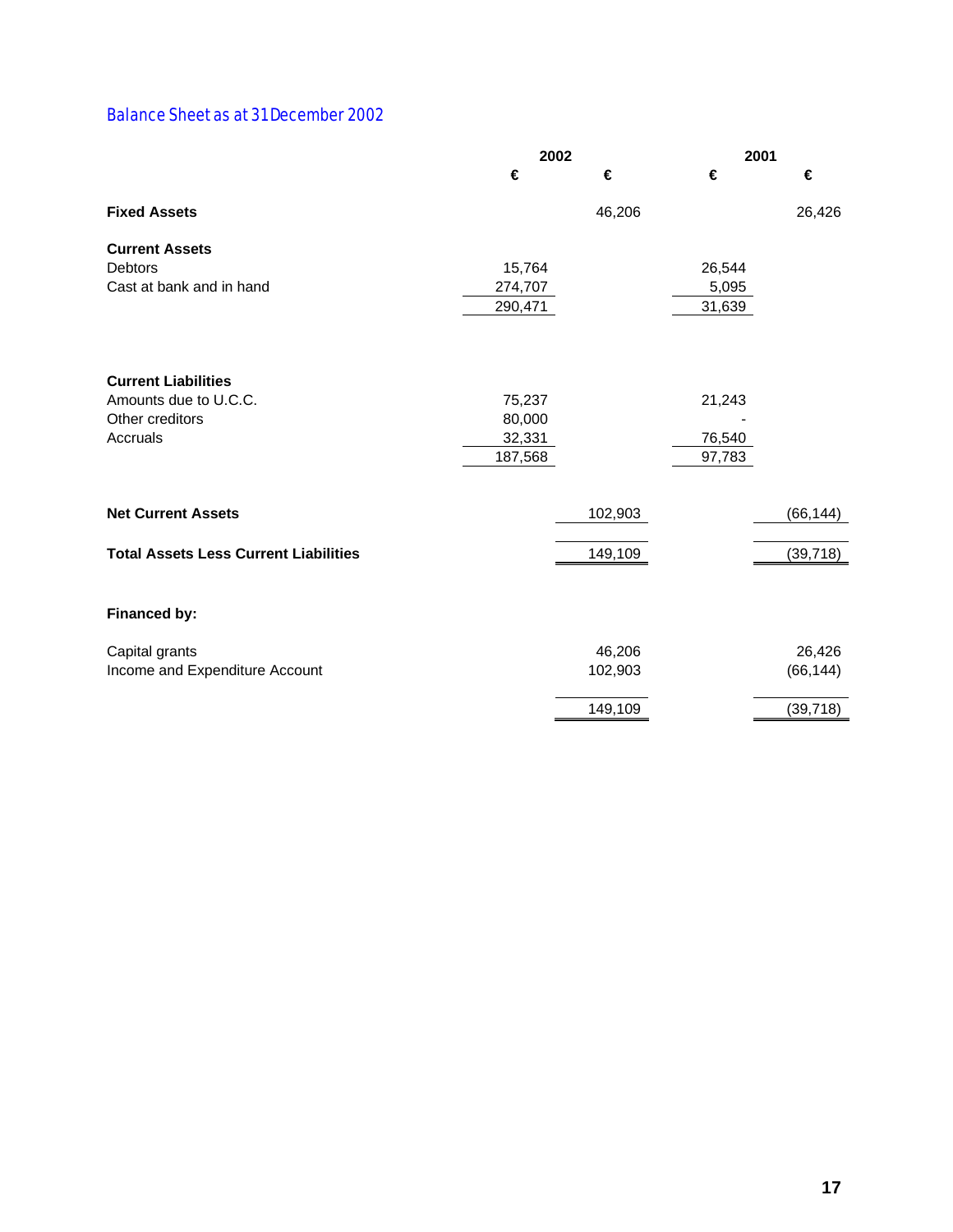## Balance Sheet as at 31December 2002

| | 2002 | | 2001 | |
|---|---|---|---|---|
| | € | € | € | € |
| **Fixed Assets** | | 46,206 | | 26,426 |
| **Current Assets** | | | | |
| Debtors | 15,764 | | 26,544 | |
| Cast at bank and in hand | 274,707 | | 5,095 | |
| | 290,471 | | 31,639 | |
| **Current Liabilities** | | | | |
| Amounts due to U.C.C. | 75,237 | | 21,243 | |
| Other creditors | 80,000 | | - | |
| Accruals | 32,331 | | 76,540 | |
| | 187,568 | | 97,783 | |
| **Net Current Assets** | | 102,903 | | (66,144) |
| **Total Assets Less Current Liabilities** | | 149,109 | | (39,718) |
| **Financed by:** | | | | |
| Capital grants | | 46,206 | | 26,426 |
| Income and Expenditure Account | | 102,903 | | (66,144) |
| | | 149,109 | | (39,718) |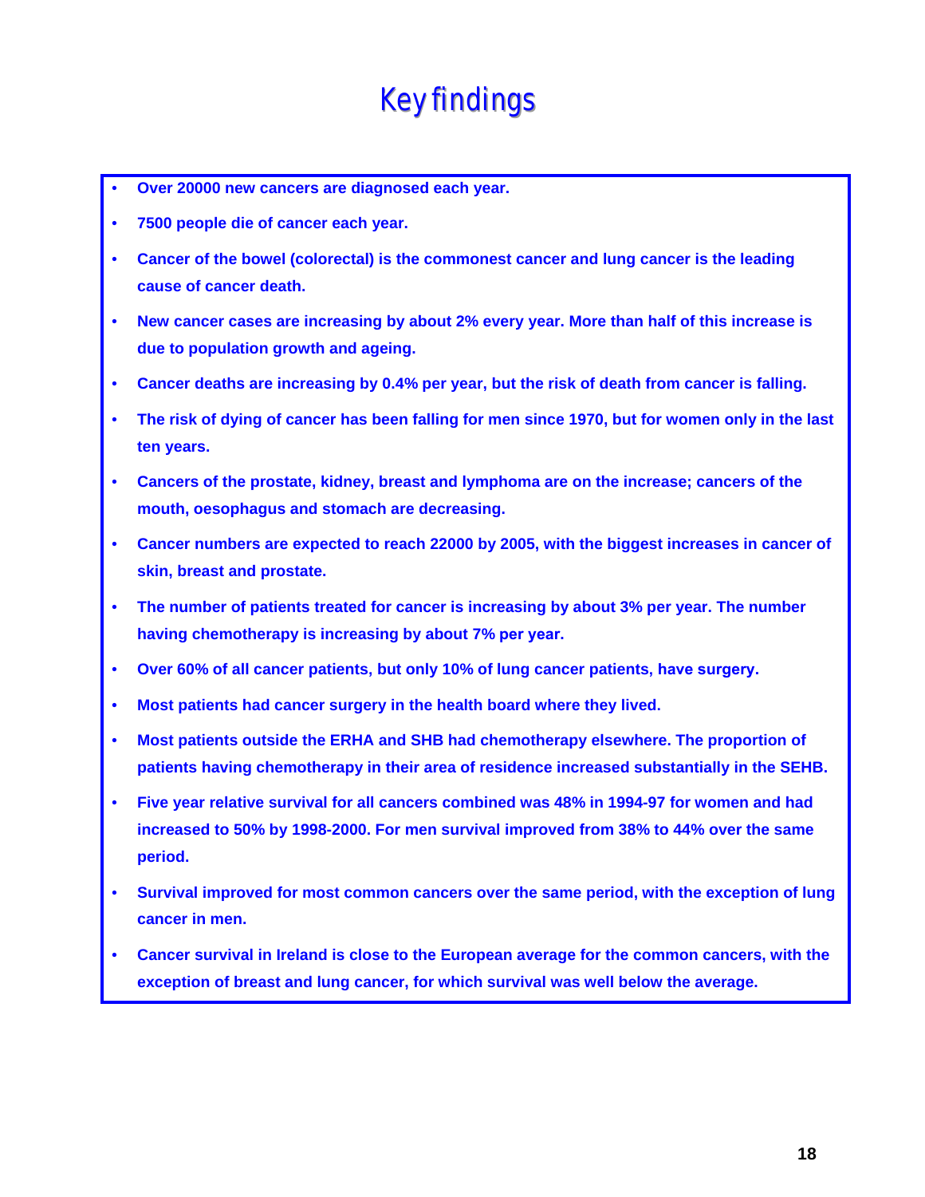# Key findings

- **Over 20000 new cancers are diagnosed each year.**
- **7500 people die of cancer each year.**
- **Cancer of the bowel (colorectal) is the commonest cancer and lung cancer is the leading cause of cancer death.**
- **New cancer cases are increasing by about 2% every year. More than half of this increase is due to population growth and ageing.**
- **Cancer deaths are increasing by 0.4% per year, but the risk of death from cancer is falling.**
- **The risk of dying of cancer has been falling for men since 1970, but for women only in the last ten years.**
- **Cancers of the prostate, kidney, breast and lymphoma are on the increase; cancers of the mouth, oesophagus and stomach are decreasing.**
- **Cancer numbers are expected to reach 22000 by 2005, with the biggest increases in cancer of skin, breast and prostate.**
- **The number of patients treated for cancer is increasing by about 3% per year. The number having chemotherapy is increasing by about 7% per year.**
- **Over 60% of all cancer patients, but only 10% of lung cancer patients, have surgery.**
- **Most patients had cancer surgery in the health board where they lived.**
- **Most patients outside the ERHA and SHB had chemotherapy elsewhere. The proportion of patients having chemotherapy in their area of residence increased substantially in the SEHB.**
- **Five year relative survival for all cancers combined was 48% in 1994-97 for women and had increased to 50% by 1998-2000. For men survival improved from 38% to 44% over the same period.**
- **Survival improved for most common cancers over the same period, with the exception of lung cancer in men.**
- **Cancer survival in Ireland is close to the European average for the common cancers, with the exception of breast and lung cancer, for which survival was well below the average.**